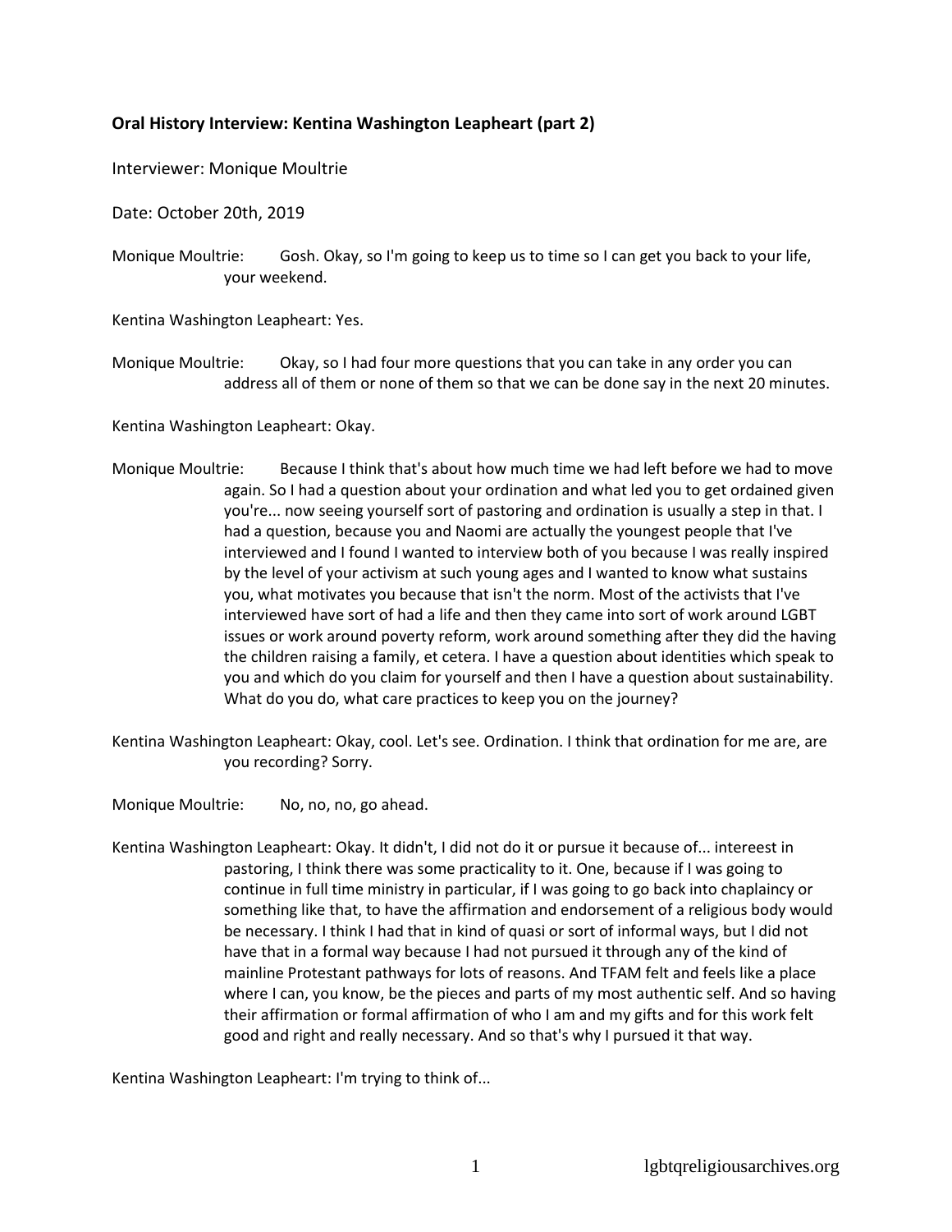**Oral History Interview: Kentina Washington Leapheart (part 2)**

Interviewer: Monique Moultrie

Date: October 20th, 2019

Monique Moultrie: Gosh. Okay, so I'm going to keep us to time so I can get you back to your life, your weekend.

Kentina Washington Leapheart: Yes.

Monique Moultrie: Okay, so I had four more questions that you can take in any order you can address all of them or none of them so that we can be done say in the next 20 minutes.

Kentina Washington Leapheart: Okay.

Monique Moultrie: Because I think that's about how much time we had left before we had to move again. So I had a question about your ordination and what led you to get ordained given you're... now seeing yourself sort of pastoring and ordination is usually a step in that. I had a question, because you and Naomi are actually the youngest people that I've interviewed and I found I wanted to interview both of you because I was really inspired by the level of your activism at such young ages and I wanted to know what sustains you, what motivates you because that isn't the norm. Most of the activists that I've interviewed have sort of had a life and then they came into sort of work around LGBT issues or work around poverty reform, work around something after they did the having the children raising a family, et cetera. I have a question about identities which speak to you and which do you claim for yourself and then I have a question about sustainability. What do you do, what care practices to keep you on the journey?

Kentina Washington Leapheart: Okay, cool. Let's see. Ordination. I think that ordination for me are, are you recording? Sorry.

Monique Moultrie: No, no, no, go ahead.

Kentina Washington Leapheart: Okay. It didn't, I did not do it or pursue it because of... intereest in pastoring, I think there was some practicality to it. One, because if I was going to continue in full time ministry in particular, if I was going to go back into chaplaincy or something like that, to have the affirmation and endorsement of a religious body would be necessary. I think I had that in kind of quasi or sort of informal ways, but I did not have that in a formal way because I had not pursued it through any of the kind of mainline Protestant pathways for lots of reasons. And TFAM felt and feels like a place where I can, you know, be the pieces and parts of my most authentic self. And so having their affirmation or formal affirmation of who I am and my gifts and for this work felt good and right and really necessary. And so that's why I pursued it that way.

Kentina Washington Leapheart: I'm trying to think of...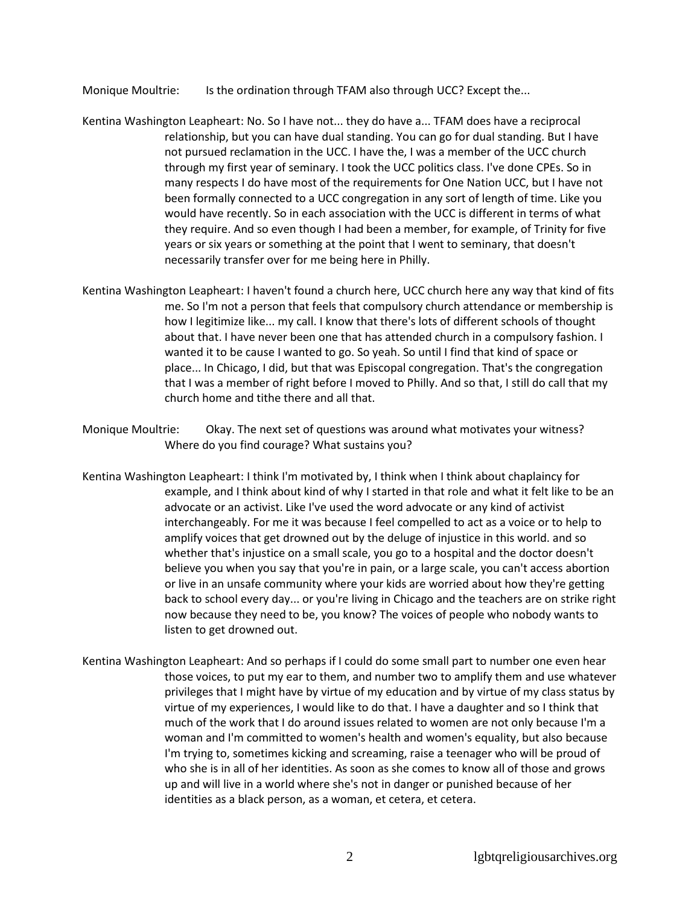Monique Moultrie: Is the ordination through TFAM also through UCC? Except the...

Kentina Washington Leapheart: No. So I have not... they do have a... TFAM does have a reciprocal relationship, but you can have dual standing. You can go for dual standing. But I have not pursued reclamation in the UCC. I have the, I was a member of the UCC church through my first year of seminary. I took the UCC politics class. I've done CPEs. So in many respects I do have most of the requirements for One Nation UCC, but I have not been formally connected to a UCC congregation in any sort of length of time. Like you would have recently. So in each association with the UCC is different in terms of what they require. And so even though I had been a member, for example, of Trinity for five years or six years or something at the point that I went to seminary, that doesn't necessarily transfer over for me being here in Philly.

Kentina Washington Leapheart: I haven't found a church here, UCC church here any way that kind of fits me. So I'm not a person that feels that compulsory church attendance or membership is how I legitimize like... my call. I know that there's lots of different schools of thought about that. I have never been one that has attended church in a compulsory fashion. I wanted it to be cause I wanted to go. So yeah. So until I find that kind of space or place... In Chicago, I did, but that was Episcopal congregation. That's the congregation that I was a member of right before I moved to Philly. And so that, I still do call that my church home and tithe there and all that.

Monique Moultrie: Okay. The next set of questions was around what motivates your witness? Where do you find courage? What sustains you?

Kentina Washington Leapheart: I think I'm motivated by, I think when I think about chaplaincy for example, and I think about kind of why I started in that role and what it felt like to be an advocate or an activist. Like I've used the word advocate or any kind of activist interchangeably. For me it was because I feel compelled to act as a voice or to help to amplify voices that get drowned out by the deluge of injustice in this world. and so whether that's injustice on a small scale, you go to a hospital and the doctor doesn't believe you when you say that you're in pain, or a large scale, you can't access abortion or live in an unsafe community where your kids are worried about how they're getting back to school every day... or you're living in Chicago and the teachers are on strike right now because they need to be, you know? The voices of people who nobody wants to listen to get drowned out.

Kentina Washington Leapheart: And so perhaps if I could do some small part to number one even hear those voices, to put my ear to them, and number two to amplify them and use whatever privileges that I might have by virtue of my education and by virtue of my class status by virtue of my experiences, I would like to do that. I have a daughter and so I think that much of the work that I do around issues related to women are not only because I'm a woman and I'm committed to women's health and women's equality, but also because I'm trying to, sometimes kicking and screaming, raise a teenager who will be proud of who she is in all of her identities. As soon as she comes to know all of those and grows up and will live in a world where she's not in danger or punished because of her identities as a black person, as a woman, et cetera, et cetera.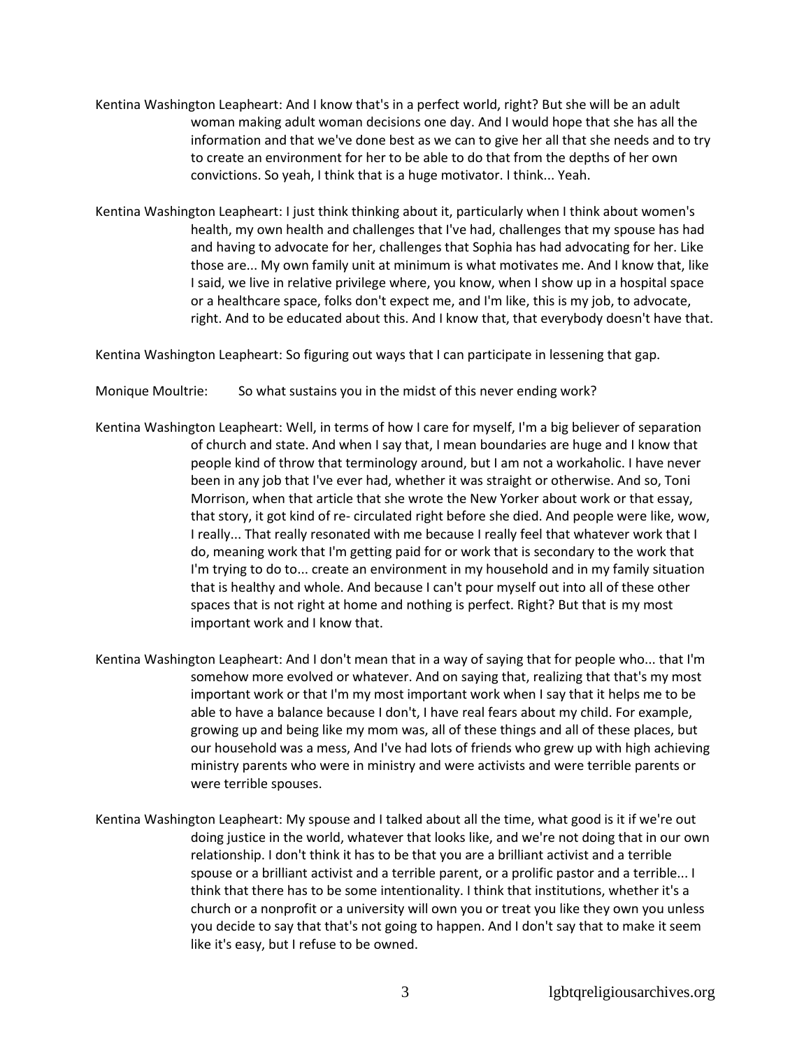Kentina Washington Leapheart: And I know that's in a perfect world, right? But she will be an adult woman making adult woman decisions one day. And I would hope that she has all the information and that we've done best as we can to give her all that she needs and to try to create an environment for her to be able to do that from the depths of her own convictions. So yeah, I think that is a huge motivator. I think... Yeah.

Kentina Washington Leapheart: I just think thinking about it, particularly when I think about women's health, my own health and challenges that I've had, challenges that my spouse has had and having to advocate for her, challenges that Sophia has had advocating for her. Like those are... My own family unit at minimum is what motivates me. And I know that, like I said, we live in relative privilege where, you know, when I show up in a hospital space or a healthcare space, folks don't expect me, and I'm like, this is my job, to advocate, right. And to be educated about this. And I know that, that everybody doesn't have that.

Kentina Washington Leapheart: So figuring out ways that I can participate in lessening that gap.

Monique Moultrie: So what sustains you in the midst of this never ending work?

Kentina Washington Leapheart: Well, in terms of how I care for myself, I'm a big believer of separation of church and state. And when I say that, I mean boundaries are huge and I know that people kind of throw that terminology around, but I am not a workaholic. I have never been in any job that I've ever had, whether it was straight or otherwise. And so, Toni Morrison, when that article that she wrote the New Yorker about work or that essay, that story, it got kind of re- circulated right before she died. And people were like, wow, I really... That really resonated with me because I really feel that whatever work that I do, meaning work that I'm getting paid for or work that is secondary to the work that I'm trying to do to... create an environment in my household and in my family situation that is healthy and whole. And because I can't pour myself out into all of these other spaces that is not right at home and nothing is perfect. Right? But that is my most important work and I know that.

Kentina Washington Leapheart: And I don't mean that in a way of saying that for people who... that I'm somehow more evolved or whatever. And on saying that, realizing that that's my most important work or that I'm my most important work when I say that it helps me to be able to have a balance because I don't, I have real fears about my child. For example, growing up and being like my mom was, all of these things and all of these places, but our household was a mess, And I've had lots of friends who grew up with high achieving ministry parents who were in ministry and were activists and were terrible parents or were terrible spouses.

Kentina Washington Leapheart: My spouse and I talked about all the time, what good is it if we're out doing justice in the world, whatever that looks like, and we're not doing that in our own relationship. I don't think it has to be that you are a brilliant activist and a terrible spouse or a brilliant activist and a terrible parent, or a prolific pastor and a terrible... I think that there has to be some intentionality. I think that institutions, whether it's a church or a nonprofit or a university will own you or treat you like they own you unless you decide to say that that's not going to happen. And I don't say that to make it seem like it's easy, but I refuse to be owned.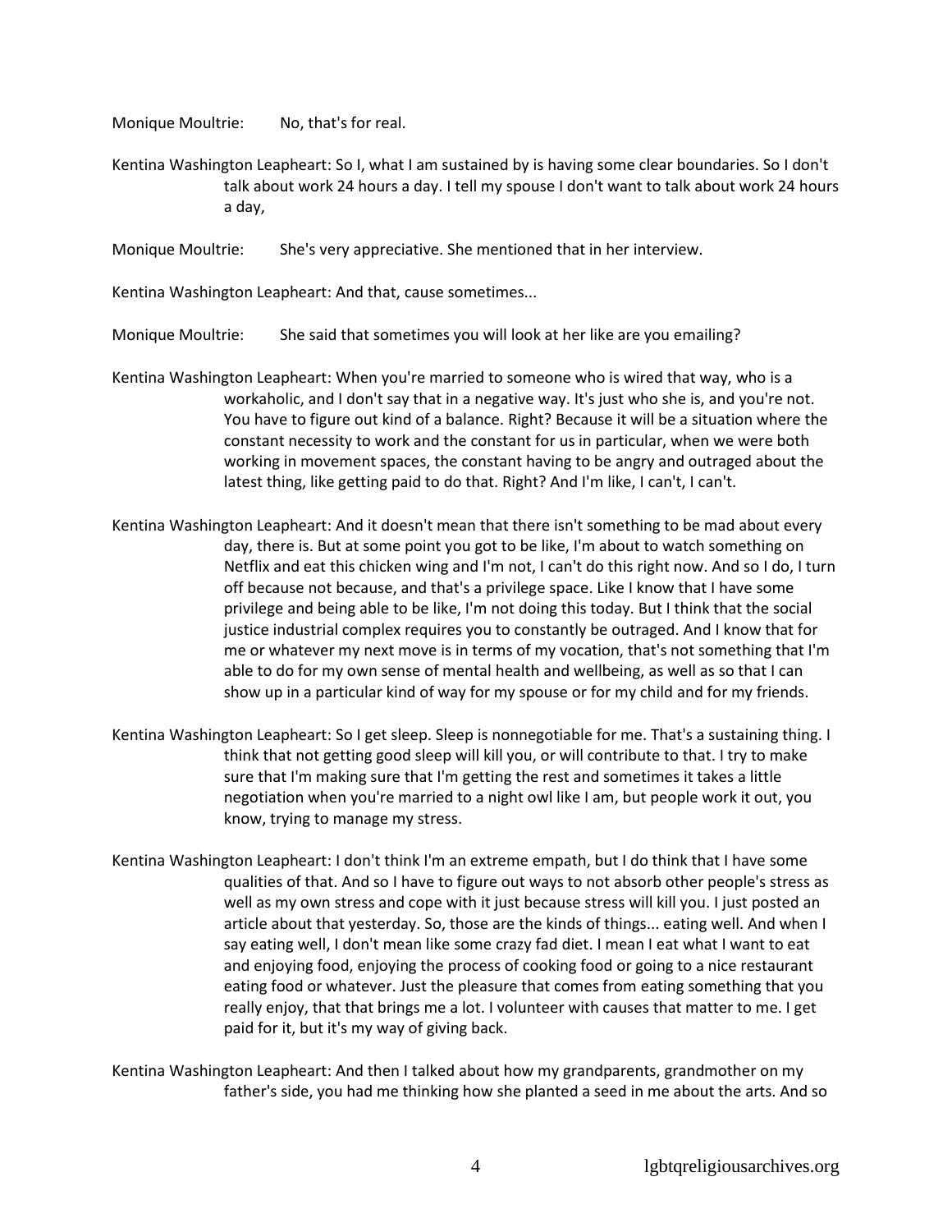Monique Moultrie: No, that's for real.

Kentina Washington Leapheart: So I, what I am sustained by is having some clear boundaries. So I don't talk about work 24 hours a day. I tell my spouse I don't want to talk about work 24 hours a day,

Monique Moultrie: She's very appreciative. She mentioned that in her interview.

Kentina Washington Leapheart: And that, cause sometimes...

Monique Moultrie: She said that sometimes you will look at her like are you emailing?

Kentina Washington Leapheart: When you're married to someone who is wired that way, who is a workaholic, and I don't say that in a negative way. It's just who she is, and you're not. You have to figure out kind of a balance. Right? Because it will be a situation where the constant necessity to work and the constant for us in particular, when we were both working in movement spaces, the constant having to be angry and outraged about the latest thing, like getting paid to do that. Right? And I'm like, I can't, I can't.

Kentina Washington Leapheart: And it doesn't mean that there isn't something to be mad about every day, there is. But at some point you got to be like, I'm about to watch something on Netflix and eat this chicken wing and I'm not, I can't do this right now. And so I do, I turn off because not because, and that's a privilege space. Like I know that I have some privilege and being able to be like, I'm not doing this today. But I think that the social justice industrial complex requires you to constantly be outraged. And I know that for me or whatever my next move is in terms of my vocation, that's not something that I'm able to do for my own sense of mental health and wellbeing, as well as so that I can show up in a particular kind of way for my spouse or for my child and for my friends.

Kentina Washington Leapheart: So I get sleep. Sleep is nonnegotiable for me. That's a sustaining thing. I think that not getting good sleep will kill you, or will contribute to that. I try to make sure that I'm making sure that I'm getting the rest and sometimes it takes a little negotiation when you're married to a night owl like I am, but people work it out, you know, trying to manage my stress.

Kentina Washington Leapheart: I don't think I'm an extreme empath, but I do think that I have some qualities of that. And so I have to figure out ways to not absorb other people's stress as well as my own stress and cope with it just because stress will kill you. I just posted an article about that yesterday. So, those are the kinds of things... eating well. And when I say eating well, I don't mean like some crazy fad diet. I mean I eat what I want to eat and enjoying food, enjoying the process of cooking food or going to a nice restaurant eating food or whatever. Just the pleasure that comes from eating something that you really enjoy, that that brings me a lot. I volunteer with causes that matter to me. I get paid for it, but it's my way of giving back.

Kentina Washington Leapheart: And then I talked about how my grandparents, grandmother on my father's side, you had me thinking how she planted a seed in me about the arts. And so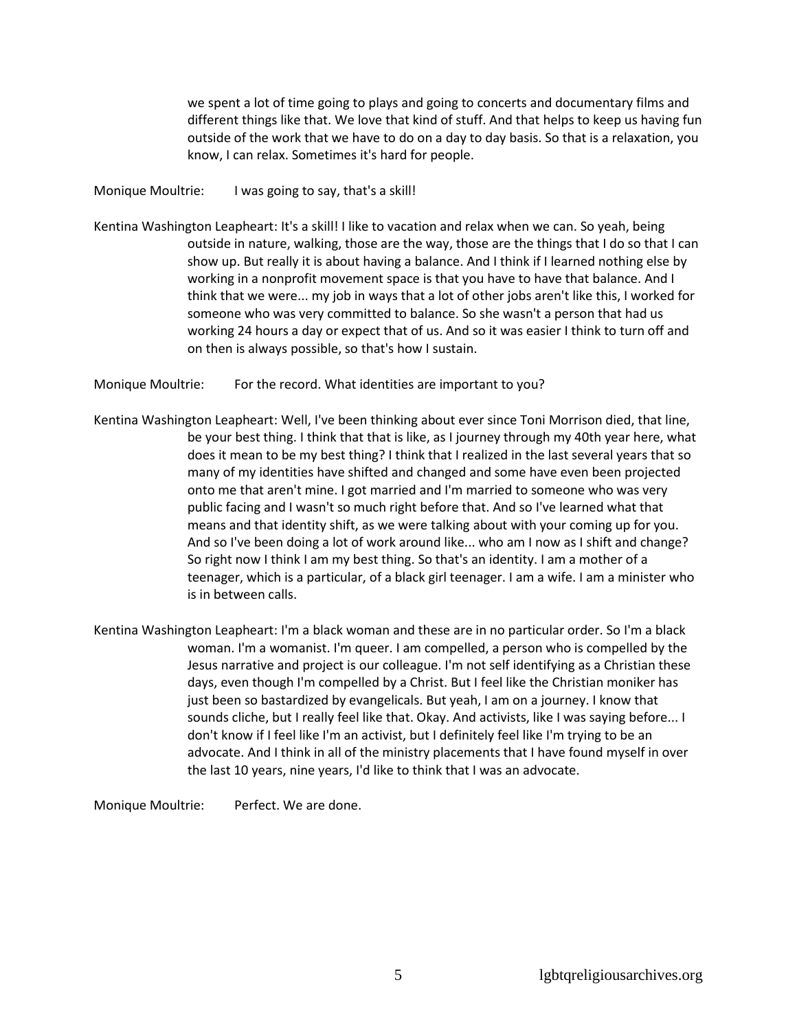we spent a lot of time going to plays and going to concerts and documentary films and different things like that. We love that kind of stuff. And that helps to keep us having fun outside of the work that we have to do on a day to day basis. So that is a relaxation, you know, I can relax. Sometimes it's hard for people.

Monique Moultrie: I was going to say, that's a skill!

Kentina Washington Leapheart: It's a skill! I like to vacation and relax when we can. So yeah, being outside in nature, walking, those are the way, those are the things that I do so that I can show up. But really it is about having a balance. And I think if I learned nothing else by working in a nonprofit movement space is that you have to have that balance. And I think that we were... my job in ways that a lot of other jobs aren't like this, I worked for someone who was very committed to balance. So she wasn't a person that had us working 24 hours a day or expect that of us. And so it was easier I think to turn off and on then is always possible, so that's how I sustain.

Monique Moultrie: For the record. What identities are important to you?

Kentina Washington Leapheart: Well, I've been thinking about ever since Toni Morrison died, that line, be your best thing. I think that that is like, as I journey through my 40th year here, what does it mean to be my best thing? I think that I realized in the last several years that so many of my identities have shifted and changed and some have even been projected onto me that aren't mine. I got married and I'm married to someone who was very public facing and I wasn't so much right before that. And so I've learned what that means and that identity shift, as we were talking about with your coming up for you. And so I've been doing a lot of work around like... who am I now as I shift and change? So right now I think I am my best thing. So that's an identity. I am a mother of a teenager, which is a particular, of a black girl teenager. I am a wife. I am a minister who is in between calls.

Kentina Washington Leapheart: I'm a black woman and these are in no particular order. So I'm a black woman. I'm a womanist. I'm queer. I am compelled, a person who is compelled by the Jesus narrative and project is our colleague. I'm not self identifying as a Christian these days, even though I'm compelled by a Christ. But I feel like the Christian moniker has just been so bastardized by evangelicals. But yeah, I am on a journey. I know that sounds cliche, but I really feel like that. Okay. And activists, like I was saying before... I don't know if I feel like I'm an activist, but I definitely feel like I'm trying to be an advocate. And I think in all of the ministry placements that I have found myself in over the last 10 years, nine years, I'd like to think that I was an advocate.

Monique Moultrie: Perfect. We are done.